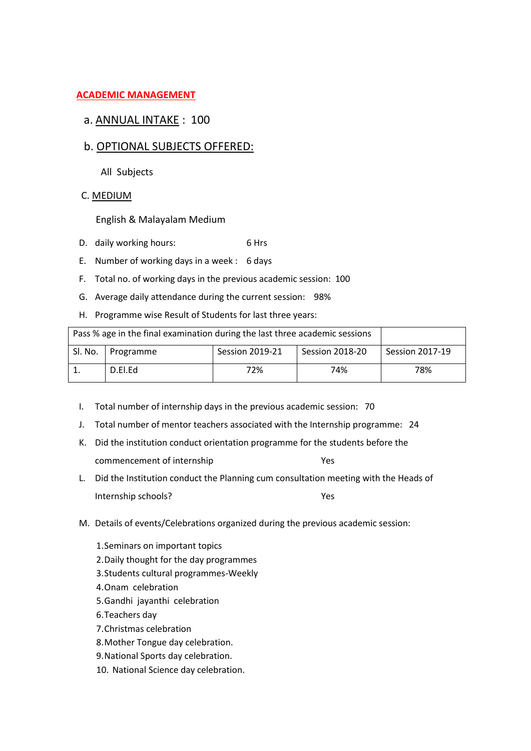## ACADEMIC MANAGEMENT

a. ANNUAL INTAKE : 100

b. OPTIONAL SUBJECTS OFFERED:

All Subjects

C. MEDIUM

English & Malayalam Medium

D. daily working hours: 6 Hrs

E. Number of working days in a week : 6 days

F. Total no. of working days in the previous academic session: 100

G. Average daily attendance during the current session: 98%

H. Programme wise Result of Students for last three years:

| Pass % age in the final examination during the last three academic sessions | | | | |
|---|---|---|---|---|
| Sl. No. | Programme | Session 2019-21 | Session 2018-20 | Session 2017-19 |
| 1. | D.El.Ed | 72% | 74% | 78% |

I. Total number of internship days in the previous academic session: 70

J. Total number of mentor teachers associated with the Internship programme: 24

K. Did the institution conduct orientation programme for the students before the commencement of internship Yes

L. Did the Institution conduct the Planning cum consultation meeting with the Heads of Internship schools? Yes

M. Details of events/Celebrations organized during the previous academic session:

1. Seminars on important topics
2. Daily thought for the day programmes
3. Students cultural programmes-Weekly
4. Onam celebration
5. Gandhi jayanthi celebration
6. Teachers day
7. Christmas celebration
8. Mother Tongue day celebration.
9. National Sports day celebration.
10. National Science day celebration.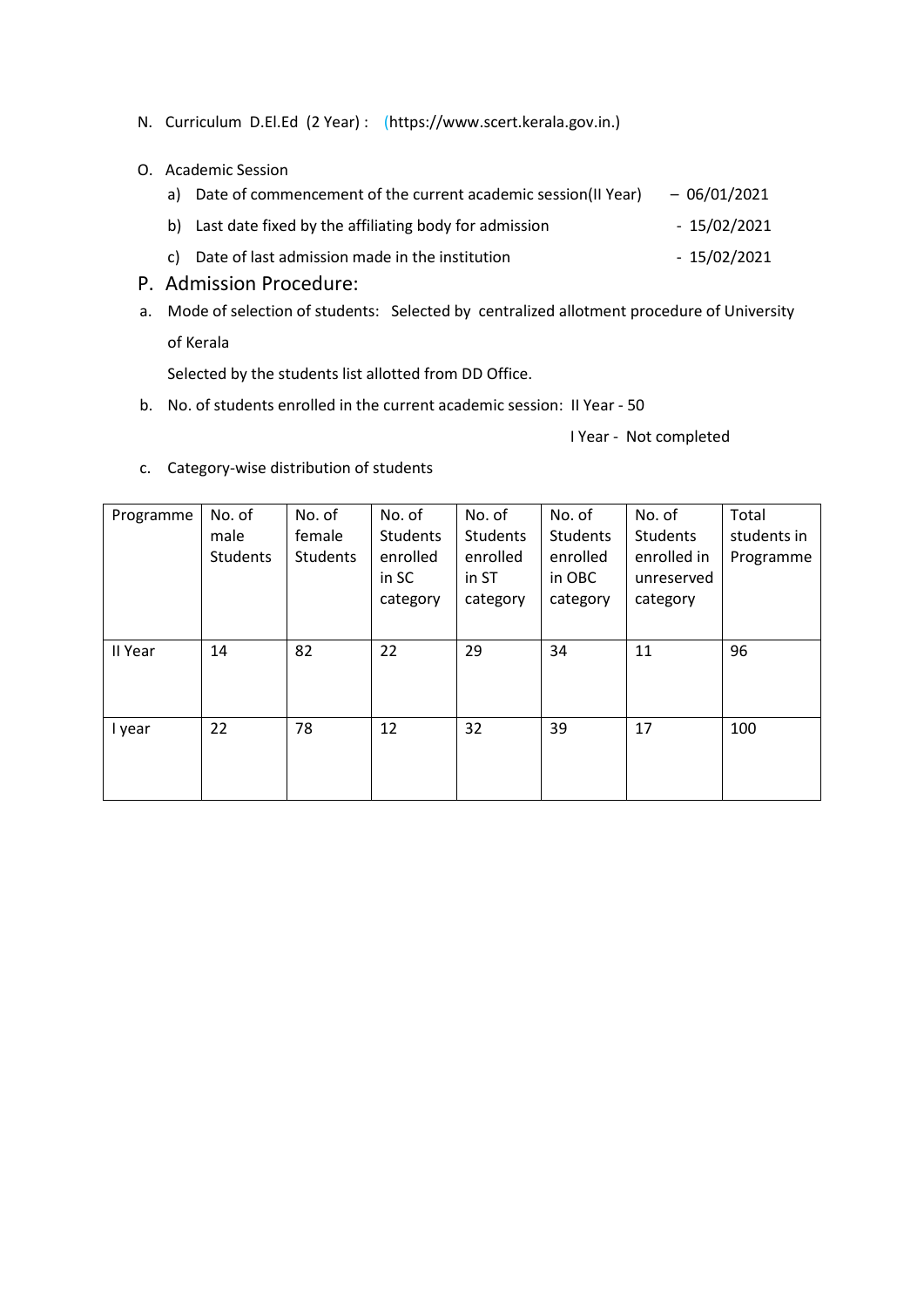N. Curriculum D.El.Ed (2 Year) : (https://www.scert.kerala.gov.in.)

O. Academic Session

a) Date of commencement of the current academic session(II Year) – 06/01/2021

b) Last date fixed by the affiliating body for admission - 15/02/2021

c) Date of last admission made in the institution - 15/02/2021

## P. Admission Procedure:

a. Mode of selection of students: Selected by centralized allotment procedure of University of Kerala

Selected by the students list allotted from DD Office.

b. No. of students enrolled in the current academic session: II Year - 50

I Year - Not completed

c. Category-wise distribution of students

| Programme | No. of male Students | No. of female Students | No. of Students enrolled in SC category | No. of Students enrolled in ST category | No. of Students enrolled in OBC category | No. of Students enrolled in unreserved category | Total students in Programme |
|---|---|---|---|---|---|---|---|
| II Year | 14 | 82 | 22 | 29 | 34 | 11 | 96 |
| I year | 22 | 78 | 12 | 32 | 39 | 17 | 100 |